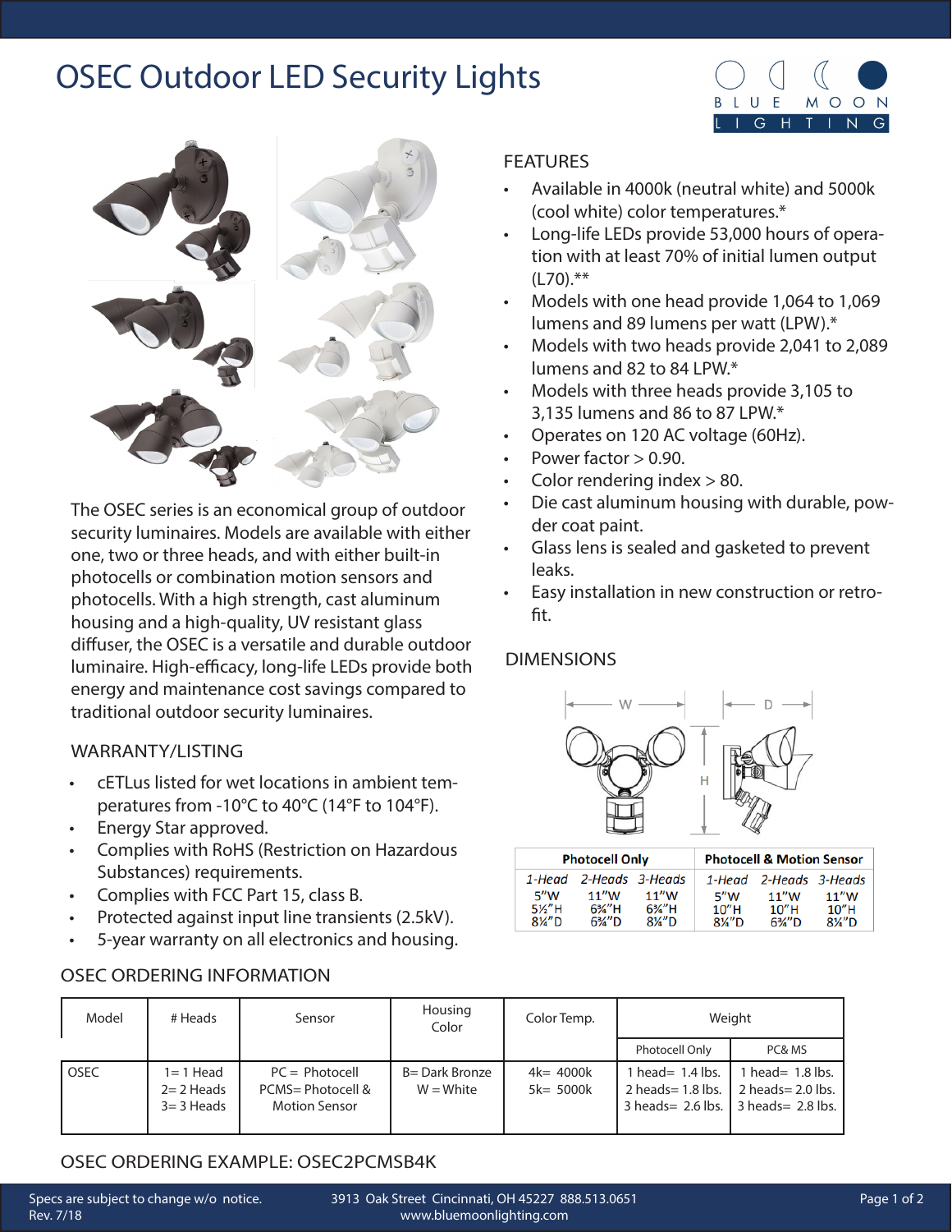# OSEC Outdoor LED Security Lights

BLUE MOON LIGHTING

The OSEC series is an economical group of outdoor security luminaires. Models are available with either one, two or three heads, and with either built-in photocells or combination motion sensors and photocells. With a high strength, cast aluminum housing and a high-quality, UV resistant glass diffuser, the OSEC is a versatile and durable outdoor luminaire. High-efficacy, long-life LEDs provide both energy and maintenance cost savings compared to traditional outdoor security luminaires.

## WARRANTY/LISTING

- cETLus listed for wet locations in ambient temperatures from -10°C to 40°C (14°F to 104°F).
- Energy Star approved.
- Complies with RoHS (Restriction on Hazardous Substances) requirements.
- Complies with FCC Part 15, class B.
- Protected against input line transients (2.5kV).
- 5-year warranty on all electronics and housing.

## FEATURES

- Available in 4000k (neutral white) and 5000k (cool white) color temperatures.*
- Long-life LEDs provide 53,000 hours of operation with at least 70% of initial lumen output (L70).**
- Models with one head provide 1,064 to 1,069 lumens and 89 lumens per watt (LPW).*
- Models with two heads provide 2,041 to 2,089 lumens and 82 to 84 LPW.*
- Models with three heads provide 3,105 to 3,135 lumens and 86 to 87 LPW.*
- Operates on 120 AC voltage (60Hz).
- Power factor > 0.90.
- Color rendering index > 80.
- Die cast aluminum housing with durable, powder coat paint.
- Glass lens is sealed and gasketed to prevent leaks.
- Easy installation in new construction or retrofit.

## DIMENSIONS

| Photocell Only | | | Photocell & Motion Sensor | | |
|---|---|---|---|---|---|
| *1-Head* | *2-Heads* | *3-Heads* | *1-Head* | *2-Heads* | *3-Heads* |
| 5"W<br>5½"H<br>8¼"D | 11"W<br>6¾"H<br>6¾"D | 11"W<br>6¾"H<br>8¼"D | 5"W<br>10"H<br>8¼"D | 11"W<br>10"H<br>6¾"D | 11"W<br>10"H<br>8¼"D |

## OSEC ORDERING INFORMATION

| Model | # Heads | Sensor | Housing Color | Color Temp. | Weight | |
|---|---|---|---|---|---|---|
| | | | | | Photocell Only | PC& MS |
| OSEC | 1= 1 Head<br>2= 2 Heads<br>3= 3 Heads | PC = Photocell<br>PCMS= Photocell & Motion Sensor | B= Dark Bronze<br>W = White | 4k= 4000k<br>5k= 5000k | 1 head= 1.4 lbs.<br>2 heads= 1.8 lbs.<br>3 heads= 2.6 lbs. | 1 head= 1.8 lbs.<br>2 heads= 2.0 lbs.<br>3 heads= 2.8 lbs. |

## OSEC ORDERING EXAMPLE: OSEC2PCMSB4K

Specs are subject to change w/o notice.
Rev. 7/18

3913 Oak Street Cincinnati, OH 45227 888.513.0651
www.bluemoonlighting.com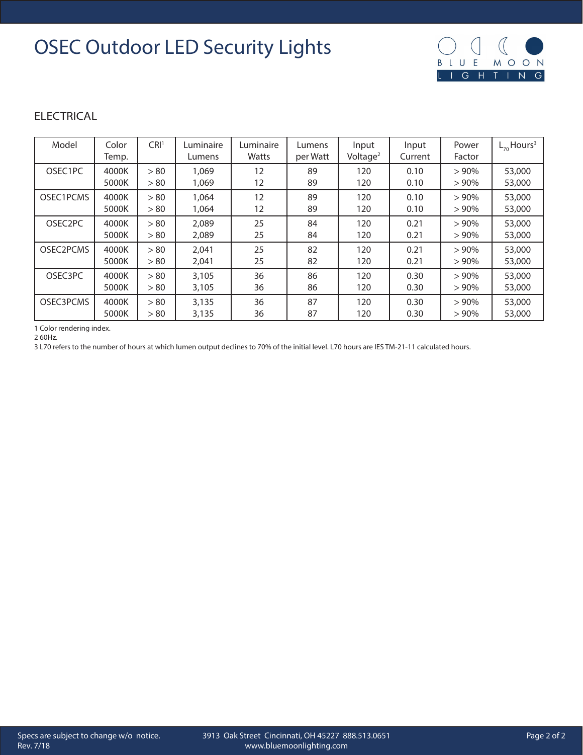# OSEC Outdoor LED Security Lights

## ELECTRICAL

| Model | Color Temp. | CRI[1] | Luminaire Lumens | Luminaire Watts | Lumens per Watt | Input Voltage[2] | Input Current | Power Factor | $L_{70}$ Hours[3] |
|---|---|---|---|---|---|---|---|---|---|
| OSEC1PC | 4000K | > 80 | 1,069 | 12 | 89 | 120 | 0.10 | > 90% | 53,000 |
| | 5000K | > 80 | 1,069 | 12 | 89 | 120 | 0.10 | > 90% | 53,000 |
| OSEC1PCMS | 4000K | > 80 | 1,064 | 12 | 89 | 120 | 0.10 | > 90% | 53,000 |
| | 5000K | > 80 | 1,064 | 12 | 89 | 120 | 0.10 | > 90% | 53,000 |
| OSEC2PC | 4000K | > 80 | 2,089 | 25 | 84 | 120 | 0.21 | > 90% | 53,000 |
| | 5000K | > 80 | 2,089 | 25 | 84 | 120 | 0.21 | > 90% | 53,000 |
| OSEC2PCMS | 4000K | > 80 | 2,041 | 25 | 82 | 120 | 0.21 | > 90% | 53,000 |
| | 5000K | > 80 | 2,041 | 25 | 82 | 120 | 0.21 | > 90% | 53,000 |
| OSEC3PC | 4000K | > 80 | 3,105 | 36 | 86 | 120 | 0.30 | > 90% | 53,000 |
| | 5000K | > 80 | 3,105 | 36 | 86 | 120 | 0.30 | > 90% | 53,000 |
| OSEC3PCMS | 4000K | > 80 | 3,135 | 36 | 87 | 120 | 0.30 | > 90% | 53,000 |
| | 5000K | > 80 | 3,135 | 36 | 87 | 120 | 0.30 | > 90% | 53,000 |

1 Color rendering index.
2 60Hz.
3 L70 refers to the number of hours at which lumen output declines to 70% of the initial level. L70 hours are IES TM-21-11 calculated hours.

Specs are subject to change w/o notice.
Rev. 7/18

3913 Oak Street Cincinnati, OH 45227 888.513.0651
www.bluemoonlighting.com